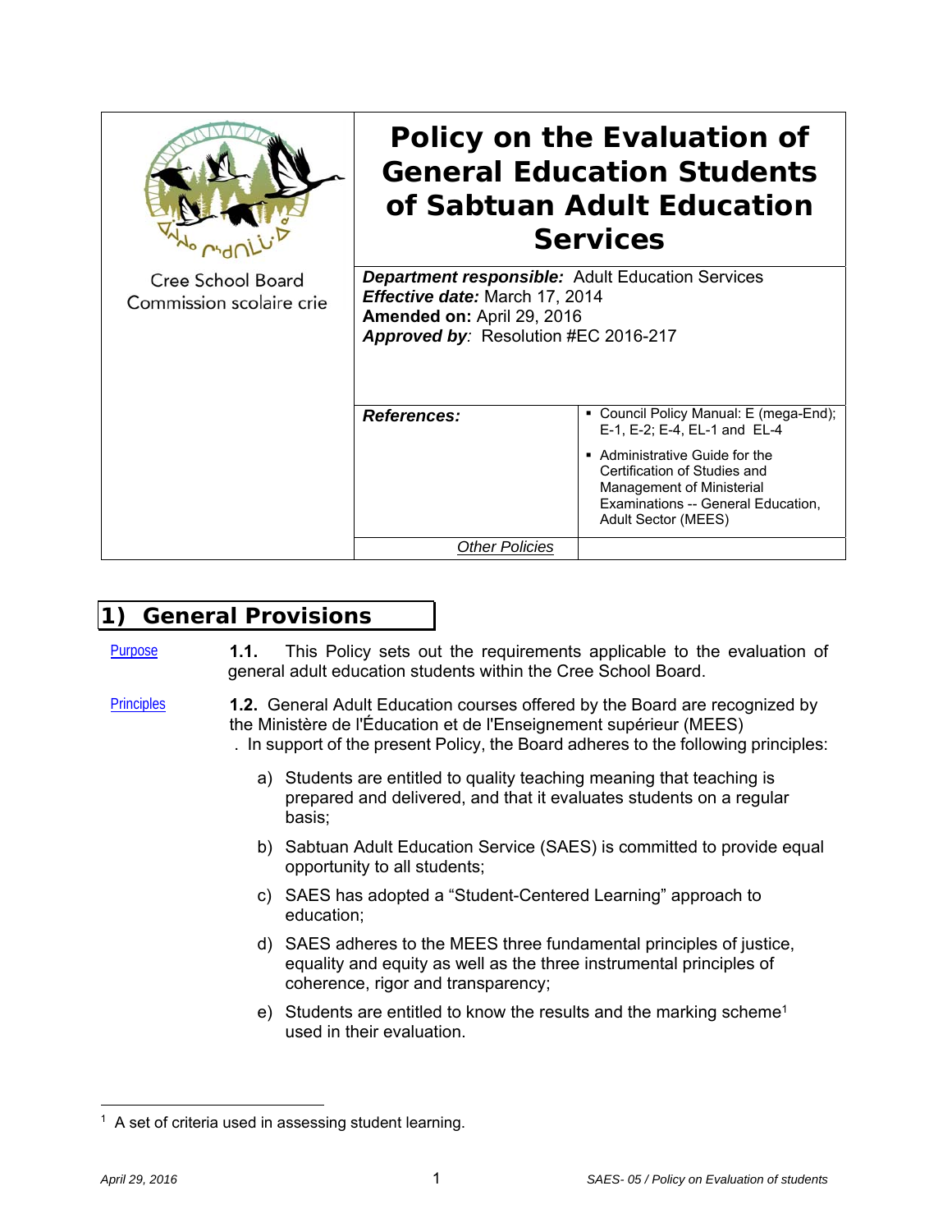Cree School Board
Commission scolaire crie

# Policy on the Evaluation of General Education Students of Sabtuan Adult Education Services

***Department responsible:*** Adult Education Services
***Effective date:*** March 17, 2014
**Amended on:** April 29, 2016
***Approved by**:* Resolution #EC 2016-217

| ***References:*** | ▪ Council Policy Manual: E (mega-End); E-1, E-2; E-4, EL-1 and EL-4<br>▪ Administrative Guide for the Certification of Studies and Management of Ministerial Examinations -- General Education, Adult Sector (MEES) |
|---|---|
| *Other Policies* | |

## 1) General Provisions

Purpose

**1.1.** This Policy sets out the requirements applicable to the evaluation of general adult education students within the Cree School Board.

Principles

**1.2.** General Adult Education courses offered by the Board are recognized by the Ministère de l'Éducation et de l'Enseignement supérieur (MEES) . In support of the present Policy, the Board adheres to the following principles:

a) Students are entitled to quality teaching meaning that teaching is prepared and delivered, and that it evaluates students on a regular basis;

b) Sabtuan Adult Education Service (SAES) is committed to provide equal opportunity to all students;

c) SAES has adopted a "Student-Centered Learning" approach to education;

d) SAES adheres to the MEES three fundamental principles of justice, equality and equity as well as the three instrumental principles of coherence, rigor and transparency;

e) Students are entitled to know the results and the marking scheme[1] used in their evaluation.

[1] A set of criteria used in assessing student learning.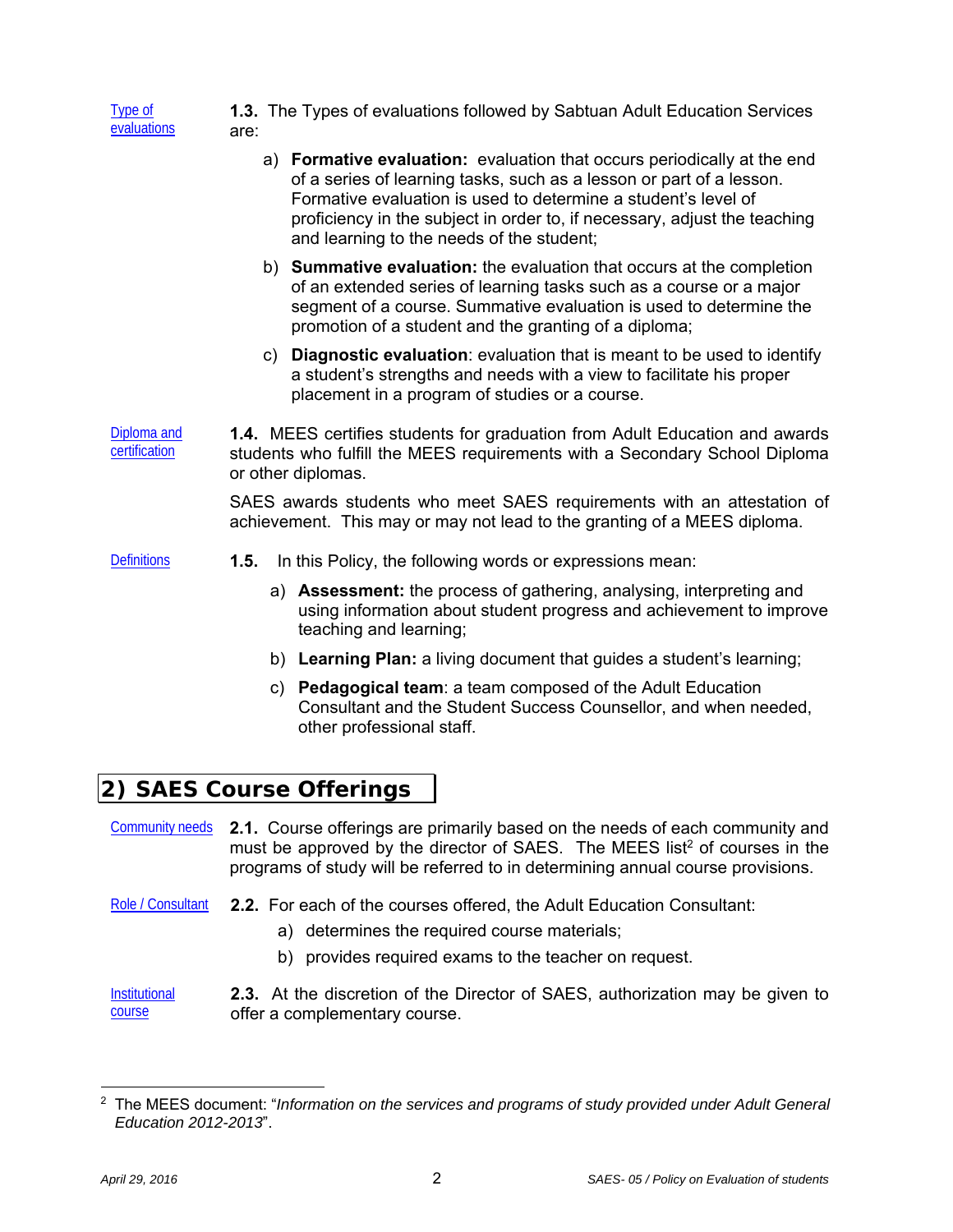Type of evaluations

**1.3.** The Types of evaluations followed by Sabtuan Adult Education Services are:

a) **Formative evaluation:** evaluation that occurs periodically at the end of a series of learning tasks, such as a lesson or part of a lesson. Formative evaluation is used to determine a student's level of proficiency in the subject in order to, if necessary, adjust the teaching and learning to the needs of the student;

b) **Summative evaluation:** the evaluation that occurs at the completion of an extended series of learning tasks such as a course or a major segment of a course. Summative evaluation is used to determine the promotion of a student and the granting of a diploma;

c) **Diagnostic evaluation**: evaluation that is meant to be used to identify a student's strengths and needs with a view to facilitate his proper placement in a program of studies or a course.

Diploma and certification

**1.4.** MEES certifies students for graduation from Adult Education and awards students who fulfill the MEES requirements with a Secondary School Diploma or other diplomas.

SAES awards students who meet SAES requirements with an attestation of achievement. This may or may not lead to the granting of a MEES diploma.

Definitions

**1.5.** In this Policy, the following words or expressions mean:

a) **Assessment:** the process of gathering, analysing, interpreting and using information about student progress and achievement to improve teaching and learning;

b) **Learning Plan:** a living document that guides a student's learning;

c) **Pedagogical team**: a team composed of the Adult Education Consultant and the Student Success Counsellor, and when needed, other professional staff.

## 2) SAES Course Offerings

Community needs

**2.1.** Course offerings are primarily based on the needs of each community and must be approved by the director of SAES. The MEES list[2] of courses in the programs of study will be referred to in determining annual course provisions.

Role / Consultant

**2.2.** For each of the courses offered, the Adult Education Consultant:

a) determines the required course materials;

b) provides required exams to the teacher on request.

Institutional course

**2.3.** At the discretion of the Director of SAES, authorization may be given to offer a complementary course.

[2] The MEES document: "*Information on the services and programs of study provided under Adult General Education 2012-2013*".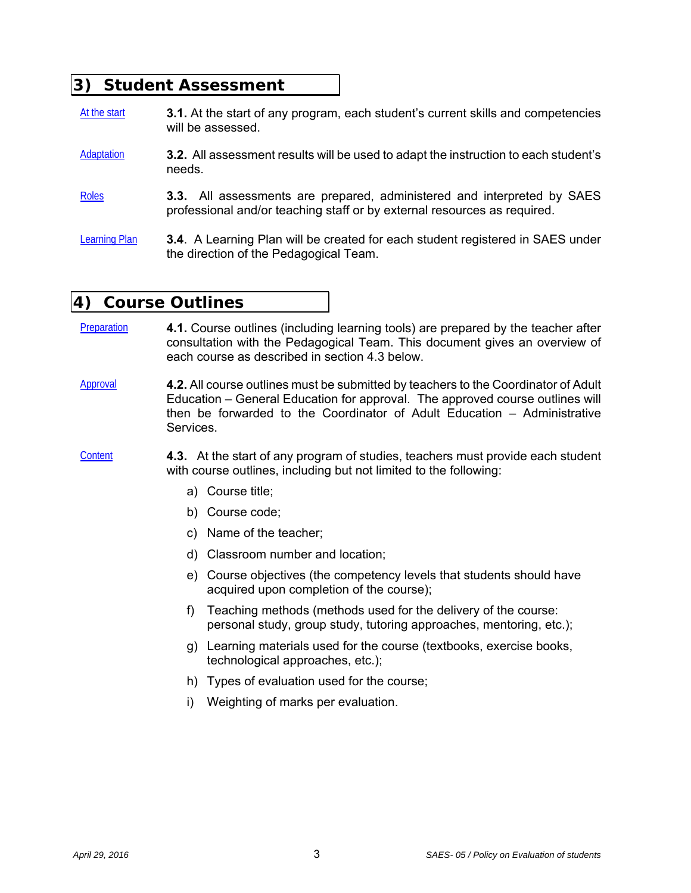## 3) Student Assessment

At the start — **3.1.** At the start of any program, each student's current skills and competencies will be assessed.

Adaptation — **3.2.** All assessment results will be used to adapt the instruction to each student's needs.

Roles — **3.3.** All assessments are prepared, administered and interpreted by SAES professional and/or teaching staff or by external resources as required.

Learning Plan — **3.4**. A Learning Plan will be created for each student registered in SAES under the direction of the Pedagogical Team.

## 4) Course Outlines

Preparation — **4.1.** Course outlines (including learning tools) are prepared by the teacher after consultation with the Pedagogical Team. This document gives an overview of each course as described in section 4.3 below.

Approval — **4.2.** All course outlines must be submitted by teachers to the Coordinator of Adult Education – General Education for approval. The approved course outlines will then be forwarded to the Coordinator of Adult Education – Administrative Services.

Content — **4.3.** At the start of any program of studies, teachers must provide each student with course outlines, including but not limited to the following:

a) Course title;

b) Course code;

c) Name of the teacher;

d) Classroom number and location;

e) Course objectives (the competency levels that students should have acquired upon completion of the course);

f) Teaching methods (methods used for the delivery of the course: personal study, group study, tutoring approaches, mentoring, etc.);

g) Learning materials used for the course (textbooks, exercise books, technological approaches, etc.);

h) Types of evaluation used for the course;

i) Weighting of marks per evaluation.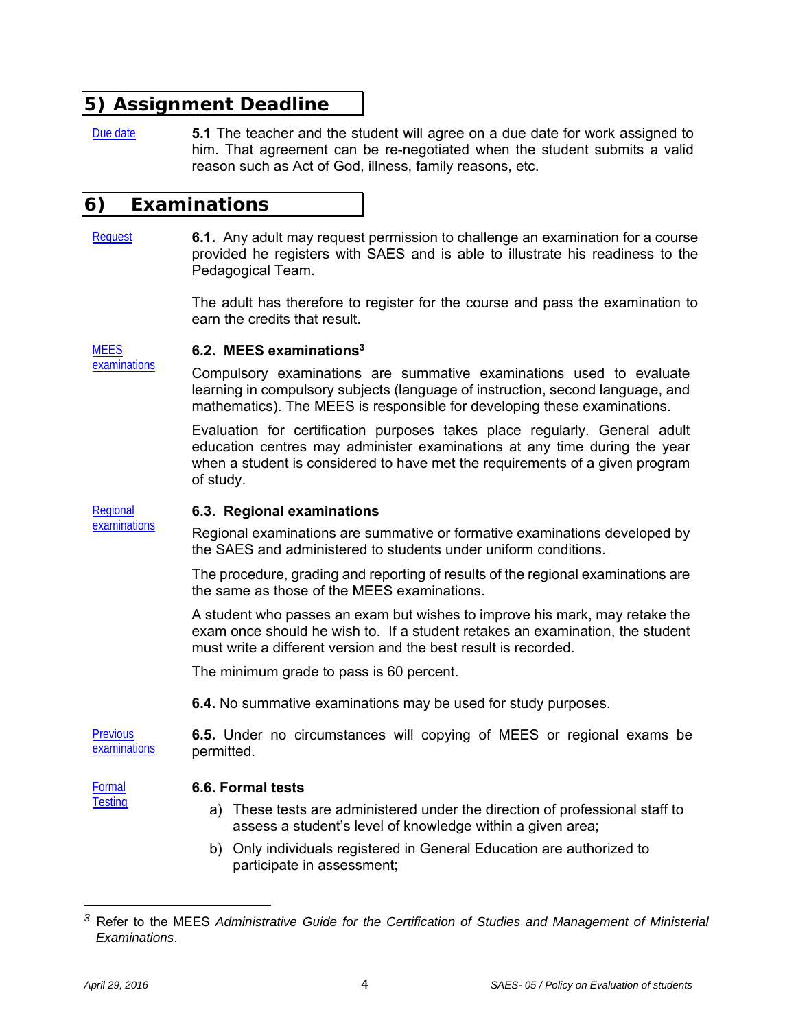## 5) Assignment Deadline

Due date

**5.1** The teacher and the student will agree on a due date for work assigned to him. That agreement can be re-negotiated when the student submits a valid reason such as Act of God, illness, family reasons, etc.

## 6) Examinations

Request

**6.1.** Any adult may request permission to challenge an examination for a course provided he registers with SAES and is able to illustrate his readiness to the Pedagogical Team.

The adult has therefore to register for the course and pass the examination to earn the credits that result.

MEES examinations

**6.2. MEES examinations**[3]

Compulsory examinations are summative examinations used to evaluate learning in compulsory subjects (language of instruction, second language, and mathematics). The MEES is responsible for developing these examinations.

Evaluation for certification purposes takes place regularly. General adult education centres may administer examinations at any time during the year when a student is considered to have met the requirements of a given program of study.

Regional examinations

**6.3. Regional examinations**

Regional examinations are summative or formative examinations developed by the SAES and administered to students under uniform conditions.

The procedure, grading and reporting of results of the regional examinations are the same as those of the MEES examinations.

A student who passes an exam but wishes to improve his mark, may retake the exam once should he wish to. If a student retakes an examination, the student must write a different version and the best result is recorded.

The minimum grade to pass is 60 percent.

**6.4.** No summative examinations may be used for study purposes.

Previous examinations

**6.5.** Under no circumstances will copying of MEES or regional exams be permitted.

Formal Testing

**6.6. Formal tests**

a) These tests are administered under the direction of professional staff to assess a student's level of knowledge within a given area;

b) Only individuals registered in General Education are authorized to participate in assessment;

---

[3] Refer to the MEES *Administrative Guide for the Certification of Studies and Management of Ministerial Examinations*.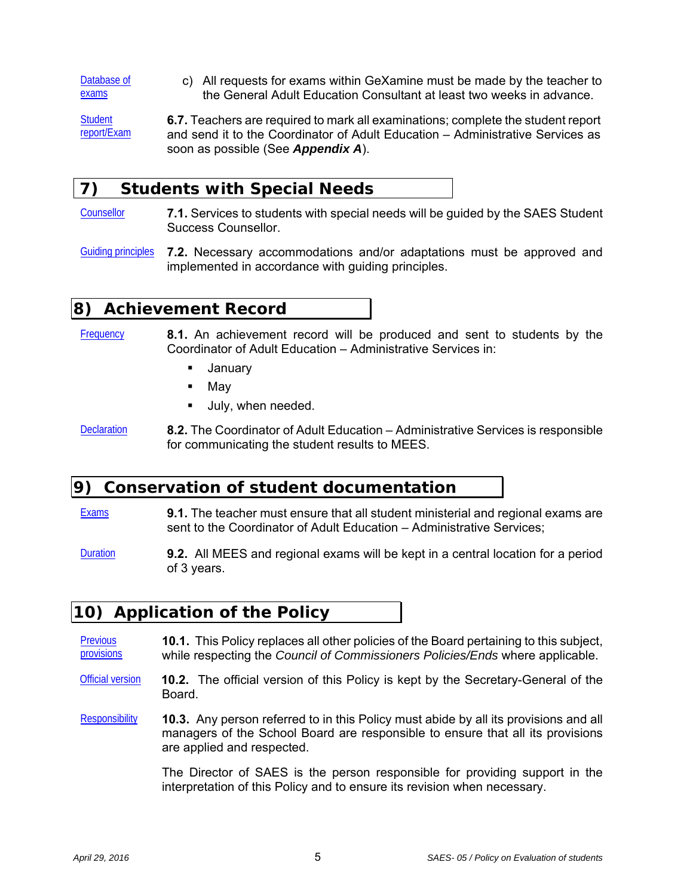Database of exams

c) All requests for exams within GeXamine must be made by the teacher to the General Adult Education Consultant at least two weeks in advance.

Student report/Exam

**6.7.** Teachers are required to mark all examinations; complete the student report and send it to the Coordinator of Adult Education – Administrative Services as soon as possible (See ***Appendix A***).

## 7) Students with Special Needs

Counsellor

**7.1.** Services to students with special needs will be guided by the SAES Student Success Counsellor.

Guiding principles

**7.2.** Necessary accommodations and/or adaptations must be approved and implemented in accordance with guiding principles.

## 8) Achievement Record

Frequency

**8.1.** An achievement record will be produced and sent to students by the Coordinator of Adult Education – Administrative Services in:

- January
- May
- July, when needed.

Declaration

**8.2.** The Coordinator of Adult Education – Administrative Services is responsible for communicating the student results to MEES.

## 9) Conservation of student documentation

Exams

**9.1.** The teacher must ensure that all student ministerial and regional exams are sent to the Coordinator of Adult Education – Administrative Services;

Duration

**9.2.** All MEES and regional exams will be kept in a central location for a period of 3 years.

## 10) Application of the Policy

Previous provisions

**10.1.** This Policy replaces all other policies of the Board pertaining to this subject, while respecting the *Council of Commissioners Policies/Ends* where applicable.

Official version

**10.2.** The official version of this Policy is kept by the Secretary-General of the Board.

Responsibility

**10.3.** Any person referred to in this Policy must abide by all its provisions and all managers of the School Board are responsible to ensure that all its provisions are applied and respected.

The Director of SAES is the person responsible for providing support in the interpretation of this Policy and to ensure its revision when necessary.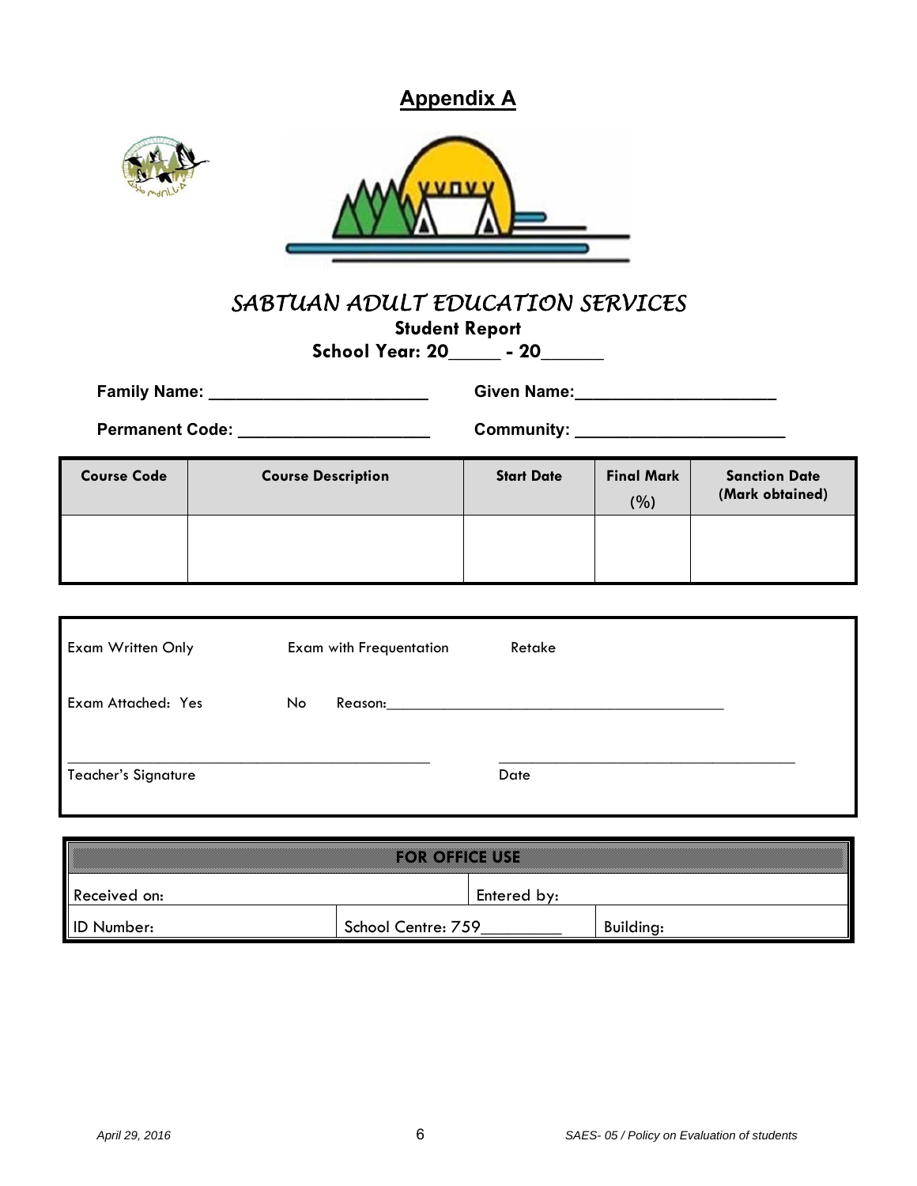# Appendix A

## SABTUAN ADULT EDUCATION SERVICES

**Student Report**

**School Year: 20_____ - 20______**

**Family Name:** ________________________ **Given Name:**_____________________

**Permanent Code:** ____________________ **Community:** ______________________

| Course Code | Course Description | Start Date | Final Mark (%) | Sanction Date (Mark obtained) |
|---|---|---|---|---|
| | | | | |

Exam Written Only     Exam with Frequentation     Retake

Exam Attached: Yes     No     Reason:_________________________________________

_____________________________________________     ____________________________________

Teacher's Signature     Date

| FOR OFFICE USE | | |
|---|---|---|
| Received on: | Entered by: | |
| ID Number: | School Centre: 759_________ | Building: |